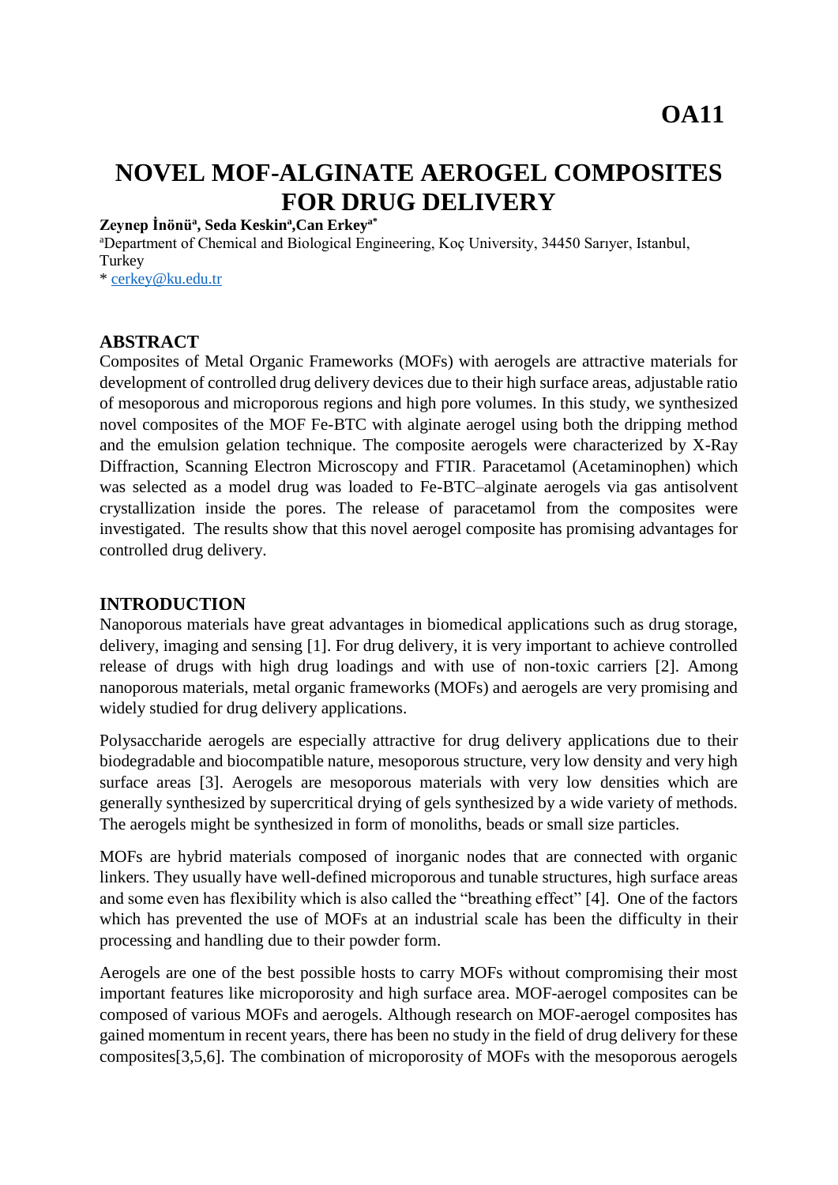**OA11**

# NOVEL MOF-ALGINATE AEROGEL COMPOSITES FOR DRUG DELIVERY

**Zeynep İnönü[a], Seda Keskin[a], Can Erkey[a*]**

[a]Department of Chemical and Biological Engineering, Koç University, 34450 Sarıyer, Istanbul, Turkey

* cerkey@ku.edu.tr

## ABSTRACT

Composites of Metal Organic Frameworks (MOFs) with aerogels are attractive materials for development of controlled drug delivery devices due to their high surface areas, adjustable ratio of mesoporous and microporous regions and high pore volumes. In this study, we synthesized novel composites of the MOF Fe-BTC with alginate aerogel using both the dripping method and the emulsion gelation technique. The composite aerogels were characterized by X-Ray Diffraction, Scanning Electron Microscopy and FTIR. Paracetamol (Acetaminophen) which was selected as a model drug was loaded to Fe-BTC–alginate aerogels via gas antisolvent crystallization inside the pores. The release of paracetamol from the composites were investigated. The results show that this novel aerogel composite has promising advantages for controlled drug delivery.

## INTRODUCTION

Nanoporous materials have great advantages in biomedical applications such as drug storage, delivery, imaging and sensing [1]. For drug delivery, it is very important to achieve controlled release of drugs with high drug loadings and with use of non-toxic carriers [2]. Among nanoporous materials, metal organic frameworks (MOFs) and aerogels are very promising and widely studied for drug delivery applications.

Polysaccharide aerogels are especially attractive for drug delivery applications due to their biodegradable and biocompatible nature, mesoporous structure, very low density and very high surface areas [3]. Aerogels are mesoporous materials with very low densities which are generally synthesized by supercritical drying of gels synthesized by a wide variety of methods. The aerogels might be synthesized in form of monoliths, beads or small size particles.

MOFs are hybrid materials composed of inorganic nodes that are connected with organic linkers. They usually have well-defined microporous and tunable structures, high surface areas and some even has flexibility which is also called the "breathing effect" [4]. One of the factors which has prevented the use of MOFs at an industrial scale has been the difficulty in their processing and handling due to their powder form.

Aerogels are one of the best possible hosts to carry MOFs without compromising their most important features like microporosity and high surface area. MOF-aerogel composites can be composed of various MOFs and aerogels. Although research on MOF-aerogel composites has gained momentum in recent years, there has been no study in the field of drug delivery for these composites[3,5,6]. The combination of microporosity of MOFs with the mesoporous aerogels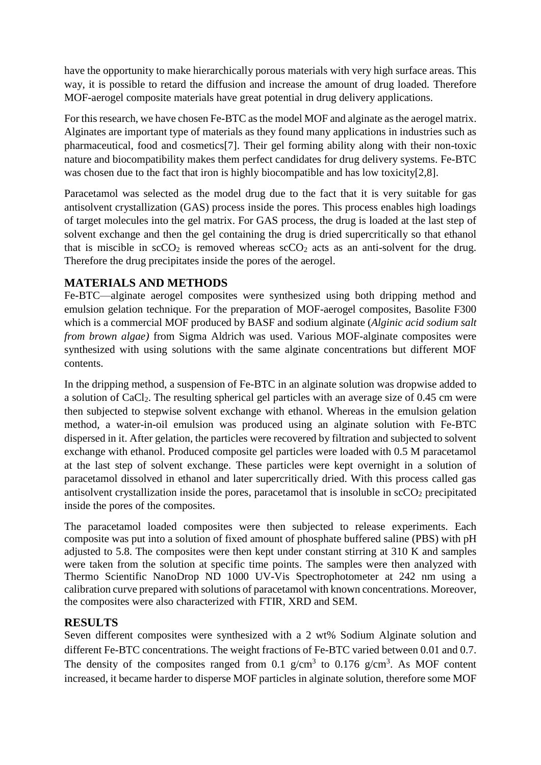have the opportunity to make hierarchically porous materials with very high surface areas. This way, it is possible to retard the diffusion and increase the amount of drug loaded. Therefore MOF-aerogel composite materials have great potential in drug delivery applications.

For this research, we have chosen Fe-BTC as the model MOF and alginate as the aerogel matrix. Alginates are important type of materials as they found many applications in industries such as pharmaceutical, food and cosmetics[7]. Their gel forming ability along with their non-toxic nature and biocompatibility makes them perfect candidates for drug delivery systems. Fe-BTC was chosen due to the fact that iron is highly biocompatible and has low toxicity[2,8].

Paracetamol was selected as the model drug due to the fact that it is very suitable for gas antisolvent crystallization (GAS) process inside the pores. This process enables high loadings of target molecules into the gel matrix. For GAS process, the drug is loaded at the last step of solvent exchange and then the gel containing the drug is dried supercritically so that ethanol that is miscible in $scCO_2$ is removed whereas $scCO_2$ acts as an anti-solvent for the drug. Therefore the drug precipitates inside the pores of the aerogel.

## MATERIALS AND METHODS

Fe-BTC—alginate aerogel composites were synthesized using both dripping method and emulsion gelation technique. For the preparation of MOF-aerogel composites, Basolite F300 which is a commercial MOF produced by BASF and sodium alginate (*Alginic acid sodium salt from brown algae)* from Sigma Aldrich was used. Various MOF-alginate composites were synthesized with using solutions with the same alginate concentrations but different MOF contents.

In the dripping method, a suspension of Fe-BTC in an alginate solution was dropwise added to a solution of $CaCl_2$. The resulting spherical gel particles with an average size of 0.45 cm were then subjected to stepwise solvent exchange with ethanol. Whereas in the emulsion gelation method, a water-in-oil emulsion was produced using an alginate solution with Fe-BTC dispersed in it. After gelation, the particles were recovered by filtration and subjected to solvent exchange with ethanol. Produced composite gel particles were loaded with 0.5 M paracetamol at the last step of solvent exchange. These particles were kept overnight in a solution of paracetamol dissolved in ethanol and later supercritically dried. With this process called gas antisolvent crystallization inside the pores, paracetamol that is insoluble in $scCO_2$ precipitated inside the pores of the composites.

The paracetamol loaded composites were then subjected to release experiments. Each composite was put into a solution of fixed amount of phosphate buffered saline (PBS) with pH adjusted to 5.8. The composites were then kept under constant stirring at 310 K and samples were taken from the solution at specific time points. The samples were then analyzed with Thermo Scientific NanoDrop ND 1000 UV-Vis Spectrophotometer at 242 nm using a calibration curve prepared with solutions of paracetamol with known concentrations. Moreover, the composites were also characterized with FTIR, XRD and SEM.

## RESULTS

Seven different composites were synthesized with a 2 wt% Sodium Alginate solution and different Fe-BTC concentrations. The weight fractions of Fe-BTC varied between 0.01 and 0.7. The density of the composites ranged from 0.1 $g/cm^3$ to 0.176 $g/cm^3$. As MOF content increased, it became harder to disperse MOF particles in alginate solution, therefore some MOF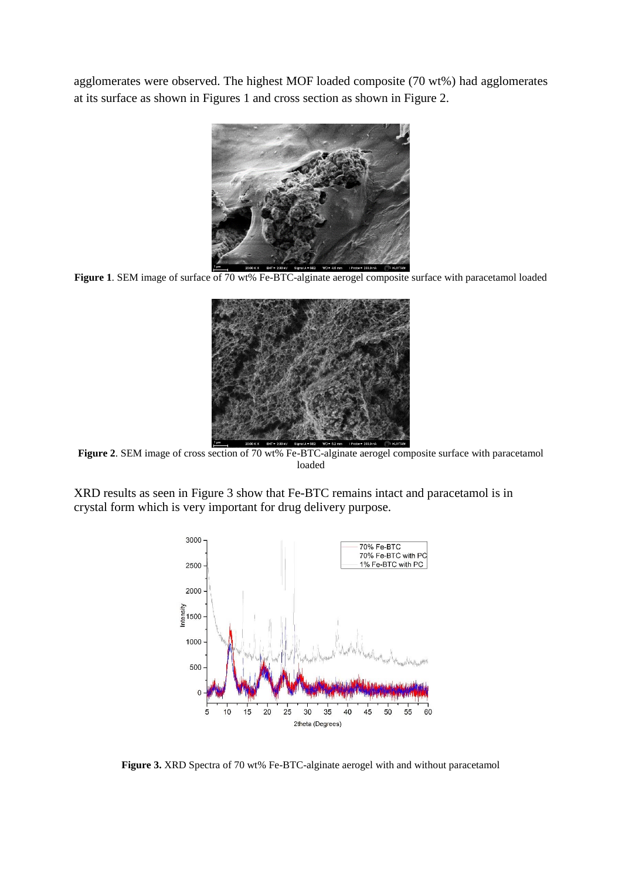agglomerates were observed. The highest MOF loaded composite (70 wt%) had agglomerates at its surface as shown in Figures 1 and cross section as shown in Figure 2.

**Figure 1**. SEM image of surface of 70 wt% Fe-BTC-alginate aerogel composite surface with paracetamol loaded

**Figure 2**. SEM image of cross section of 70 wt% Fe-BTC-alginate aerogel composite surface with paracetamol loaded

XRD results as seen in Figure 3 show that Fe-BTC remains intact and paracetamol is in crystal form which is very important for drug delivery purpose.

**Figure 3.** XRD Spectra of 70 wt% Fe-BTC-alginate aerogel with and without paracetamol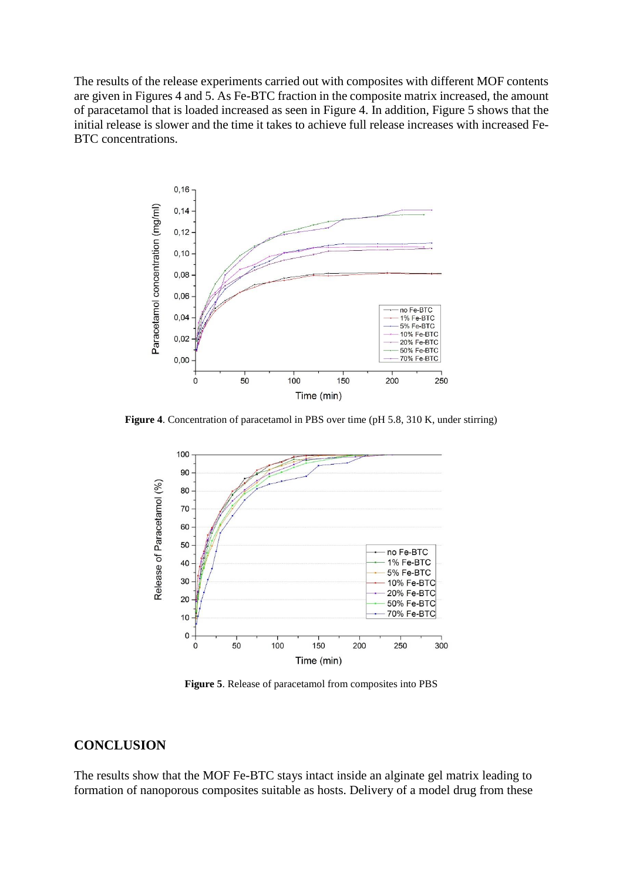The results of the release experiments carried out with composites with different MOF contents are given in Figures 4 and 5. As Fe-BTC fraction in the composite matrix increased, the amount of paracetamol that is loaded increased as seen in Figure 4. In addition, Figure 5 shows that the initial release is slower and the time it takes to achieve full release increases with increased Fe-BTC concentrations.

**Figure 4**. Concentration of paracetamol in PBS over time (pH 5.8, 310 K, under stirring)

**Figure 5**. Release of paracetamol from composites into PBS

## CONCLUSION

The results show that the MOF Fe-BTC stays intact inside an alginate gel matrix leading to formation of nanoporous composites suitable as hosts. Delivery of a model drug from these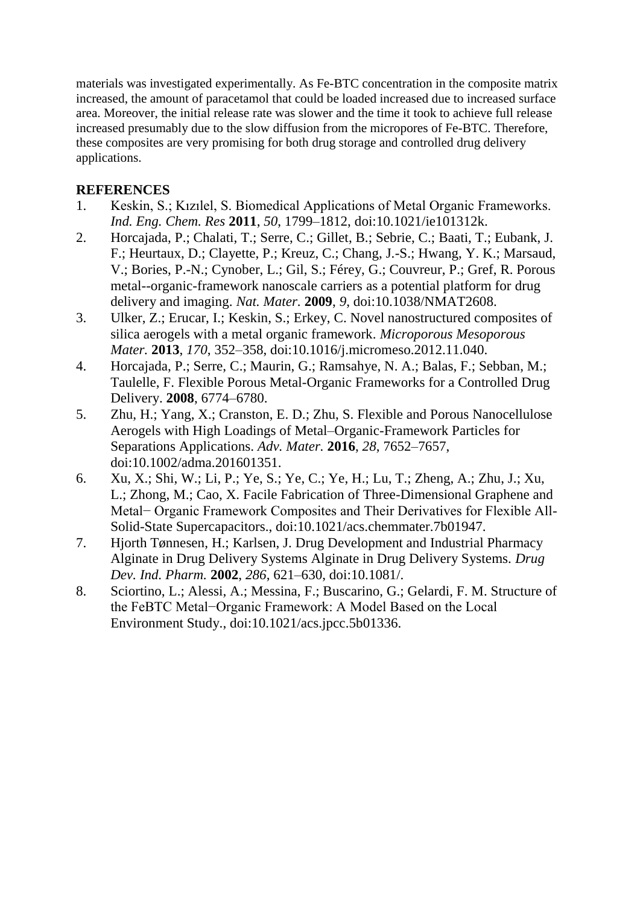materials was investigated experimentally. As Fe-BTC concentration in the composite matrix increased, the amount of paracetamol that could be loaded increased due to increased surface area. Moreover, the initial release rate was slower and the time it took to achieve full release increased presumably due to the slow diffusion from the micropores of Fe-BTC. Therefore, these composites are very promising for both drug storage and controlled drug delivery applications.

## REFERENCES

1. Keskin, S.; Kızılel, S. Biomedical Applications of Metal Organic Frameworks. *Ind. Eng. Chem. Res* **2011**, *50*, 1799–1812, doi:10.1021/ie101312k.
2. Horcajada, P.; Chalati, T.; Serre, C.; Gillet, B.; Sebrie, C.; Baati, T.; Eubank, J. F.; Heurtaux, D.; Clayette, P.; Kreuz, C.; Chang, J.-S.; Hwang, Y. K.; Marsaud, V.; Bories, P.-N.; Cynober, L.; Gil, S.; Férey, G.; Couvreur, P.; Gref, R. Porous metal--organic-framework nanoscale carriers as a potential platform for drug delivery and imaging. *Nat. Mater.* **2009**, *9*, doi:10.1038/NMAT2608.
3. Ulker, Z.; Erucar, I.; Keskin, S.; Erkey, C. Novel nanostructured composites of silica aerogels with a metal organic framework. *Microporous Mesoporous Mater.* **2013**, *170*, 352–358, doi:10.1016/j.micromeso.2012.11.040.
4. Horcajada, P.; Serre, C.; Maurin, G.; Ramsahye, N. A.; Balas, F.; Sebban, M.; Taulelle, F. Flexible Porous Metal-Organic Frameworks for a Controlled Drug Delivery. **2008**, 6774–6780.
5. Zhu, H.; Yang, X.; Cranston, E. D.; Zhu, S. Flexible and Porous Nanocellulose Aerogels with High Loadings of Metal–Organic-Framework Particles for Separations Applications. *Adv. Mater.* **2016**, *28*, 7652–7657, doi:10.1002/adma.201601351.
6. Xu, X.; Shi, W.; Li, P.; Ye, S.; Ye, C.; Ye, H.; Lu, T.; Zheng, A.; Zhu, J.; Xu, L.; Zhong, M.; Cao, X. Facile Fabrication of Three-Dimensional Graphene and Metal− Organic Framework Composites and Their Derivatives for Flexible All-Solid-State Supercapacitors., doi:10.1021/acs.chemmater.7b01947.
7. Hjorth Tønnesen, H.; Karlsen, J. Drug Development and Industrial Pharmacy Alginate in Drug Delivery Systems Alginate in Drug Delivery Systems. *Drug Dev. Ind. Pharm.* **2002**, *286*, 621–630, doi:10.1081/.
8. Sciortino, L.; Alessi, A.; Messina, F.; Buscarino, G.; Gelardi, F. M. Structure of the FeBTC Metal−Organic Framework: A Model Based on the Local Environment Study., doi:10.1021/acs.jpcc.5b01336.